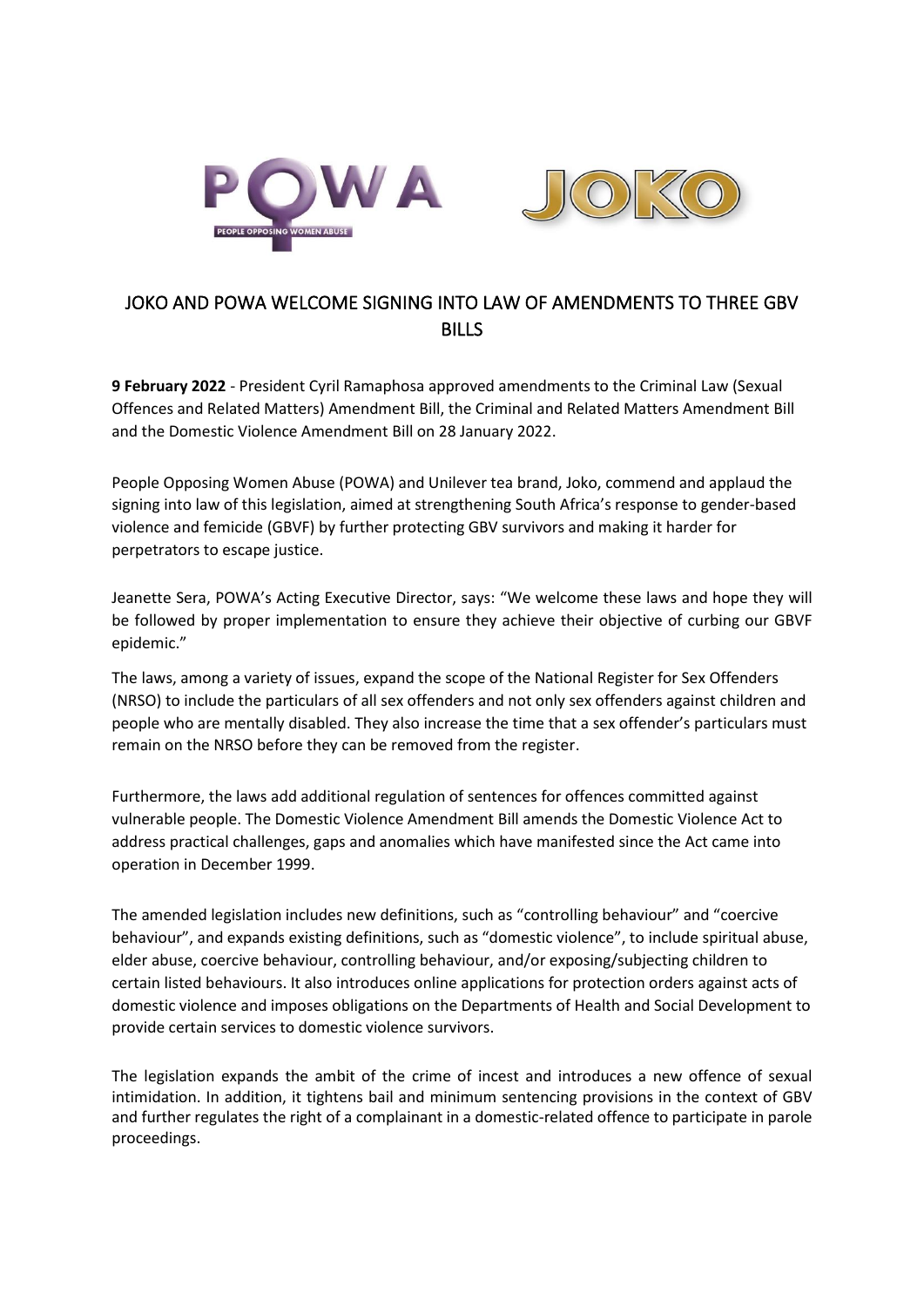# JOKO AND POWA WELCOME SIGNING INTO LAW OF AMENDMENTS TO THREE GBV BILLS

**9 February 2022** - President Cyril Ramaphosa approved amendments to the Criminal Law (Sexual Offences and Related Matters) Amendment Bill, the Criminal and Related Matters Amendment Bill and the Domestic Violence Amendment Bill on 28 January 2022.

People Opposing Women Abuse (POWA) and Unilever tea brand, Joko, commend and applaud the signing into law of this legislation, aimed at strengthening South Africa's response to gender-based violence and femicide (GBVF) by further protecting GBV survivors and making it harder for perpetrators to escape justice.

Jeanette Sera, POWA's Acting Executive Director, says: "We welcome these laws and hope they will be followed by proper implementation to ensure they achieve their objective of curbing our GBVF epidemic."

The laws, among a variety of issues, expand the scope of the National Register for Sex Offenders (NRSO) to include the particulars of all sex offenders and not only sex offenders against children and people who are mentally disabled. They also increase the time that a sex offender's particulars must remain on the NRSO before they can be removed from the register.

Furthermore, the laws add additional regulation of sentences for offences committed against vulnerable people. The Domestic Violence Amendment Bill amends the Domestic Violence Act to address practical challenges, gaps and anomalies which have manifested since the Act came into operation in December 1999.

The amended legislation includes new definitions, such as "controlling behaviour" and "coercive behaviour", and expands existing definitions, such as "domestic violence", to include spiritual abuse, elder abuse, coercive behaviour, controlling behaviour, and/or exposing/subjecting children to certain listed behaviours. It also introduces online applications for protection orders against acts of domestic violence and imposes obligations on the Departments of Health and Social Development to provide certain services to domestic violence survivors.

The legislation expands the ambit of the crime of incest and introduces a new offence of sexual intimidation. In addition, it tightens bail and minimum sentencing provisions in the context of GBV and further regulates the right of a complainant in a domestic-related offence to participate in parole proceedings.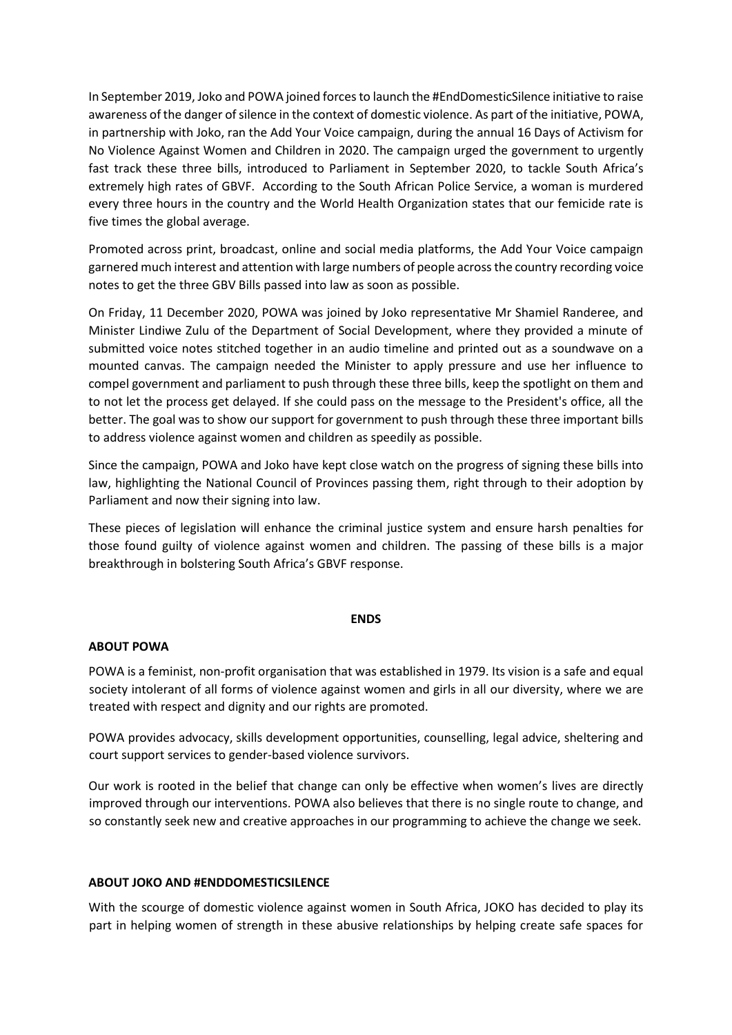In September 2019, Joko and POWA joined forces to launch the #EndDomesticSilence initiative to raise awareness of the danger of silence in the context of domestic violence. As part of the initiative, POWA, in partnership with Joko, ran the Add Your Voice campaign, during the annual 16 Days of Activism for No Violence Against Women and Children in 2020. The campaign urged the government to urgently fast track these three bills, introduced to Parliament in September 2020, to tackle South Africa's extremely high rates of GBVF. According to the South African Police Service, a woman is murdered every three hours in the country and the World Health Organization states that our femicide rate is five times the global average.

Promoted across print, broadcast, online and social media platforms, the Add Your Voice campaign garnered much interest and attention with large numbers of people across the country recording voice notes to get the three GBV Bills passed into law as soon as possible.

On Friday, 11 December 2020, POWA was joined by Joko representative Mr Shamiel Randeree, and Minister Lindiwe Zulu of the Department of Social Development, where they provided a minute of submitted voice notes stitched together in an audio timeline and printed out as a soundwave on a mounted canvas. The campaign needed the Minister to apply pressure and use her influence to compel government and parliament to push through these three bills, keep the spotlight on them and to not let the process get delayed. If she could pass on the message to the President's office, all the better. The goal was to show our support for government to push through these three important bills to address violence against women and children as speedily as possible.

Since the campaign, POWA and Joko have kept close watch on the progress of signing these bills into law, highlighting the National Council of Provinces passing them, right through to their adoption by Parliament and now their signing into law.

These pieces of legislation will enhance the criminal justice system and ensure harsh penalties for those found guilty of violence against women and children. The passing of these bills is a major breakthrough in bolstering South Africa's GBVF response.

**ENDS**

**ABOUT POWA**

POWA is a feminist, non-profit organisation that was established in 1979. Its vision is a safe and equal society intolerant of all forms of violence against women and girls in all our diversity, where we are treated with respect and dignity and our rights are promoted.

POWA provides advocacy, skills development opportunities, counselling, legal advice, sheltering and court support services to gender-based violence survivors.

Our work is rooted in the belief that change can only be effective when women's lives are directly improved through our interventions. POWA also believes that there is no single route to change, and so constantly seek new and creative approaches in our programming to achieve the change we seek.

**ABOUT JOKO AND #ENDDOMESTICSILENCE**

With the scourge of domestic violence against women in South Africa, JOKO has decided to play its part in helping women of strength in these abusive relationships by helping create safe spaces for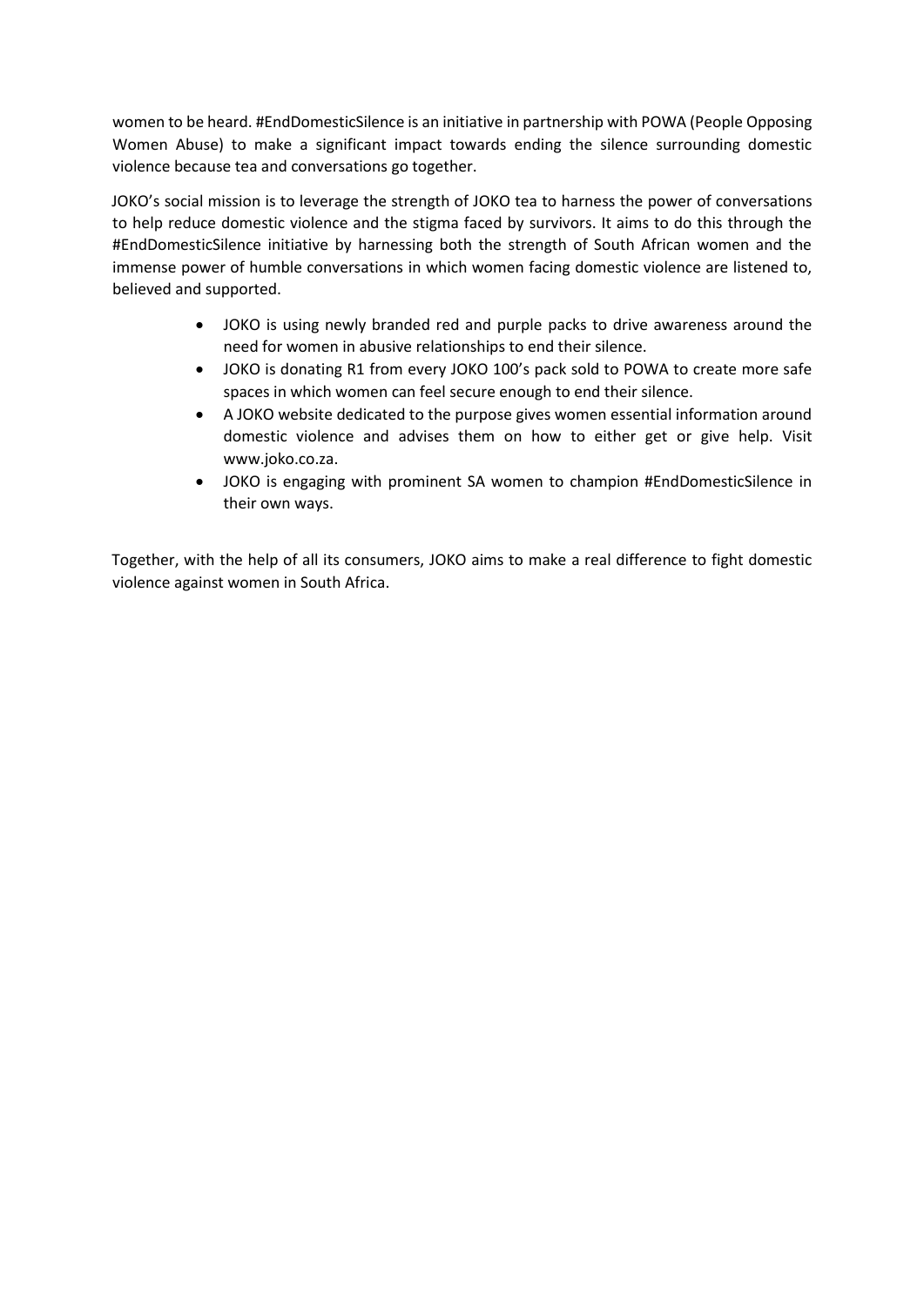women to be heard. #EndDomesticSilence is an initiative in partnership with POWA (People Opposing Women Abuse) to make a significant impact towards ending the silence surrounding domestic violence because tea and conversations go together.

JOKO's social mission is to leverage the strength of JOKO tea to harness the power of conversations to help reduce domestic violence and the stigma faced by survivors. It aims to do this through the #EndDomesticSilence initiative by harnessing both the strength of South African women and the immense power of humble conversations in which women facing domestic violence are listened to, believed and supported.

- JOKO is using newly branded red and purple packs to drive awareness around the need for women in abusive relationships to end their silence.
- JOKO is donating R1 from every JOKO 100's pack sold to POWA to create more safe spaces in which women can feel secure enough to end their silence.
- A JOKO website dedicated to the purpose gives women essential information around domestic violence and advises them on how to either get or give help. Visit www.joko.co.za.
- JOKO is engaging with prominent SA women to champion #EndDomesticSilence in their own ways.

Together, with the help of all its consumers, JOKO aims to make a real difference to fight domestic violence against women in South Africa.